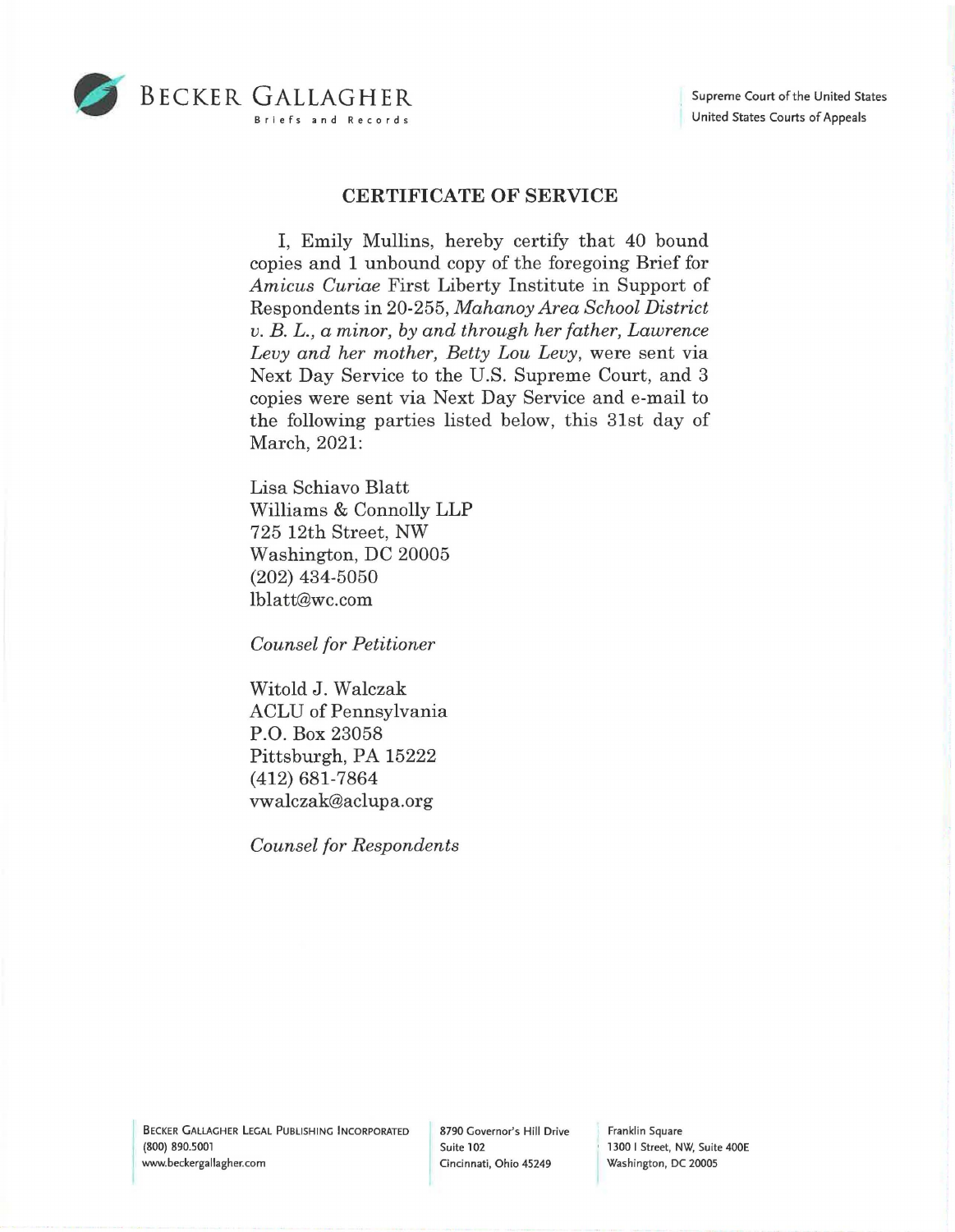BECKER GALLAGHER
Briefs and Records

Supreme Court of the United States
United States Courts of Appeals

## CERTIFICATE OF SERVICE

I, Emily Mullins, hereby certify that 40 bound copies and 1 unbound copy of the foregoing Brief for *Amicus Curiae* First Liberty Institute in Support of Respondents in 20-255, *Mahanoy Area School District v. B. L., a minor, by and through her father, Lawrence Levy and her mother, Betty Lou Levy*, were sent via Next Day Service to the U.S. Supreme Court, and 3 copies were sent via Next Day Service and e-mail to the following parties listed below, this 31st day of March, 2021:

Lisa Schiavo Blatt
Williams & Connolly LLP
725 12th Street, NW
Washington, DC 20005
(202) 434-5050
lblatt@wc.com

*Counsel for Petitioner*

Witold J. Walczak
ACLU of Pennsylvania
P.O. Box 23058
Pittsburgh, PA 15222
(412) 681-7864
vwalczak@aclupa.org

*Counsel for Respondents*

BECKER GALLAGHER LEGAL PUBLISHING INCORPORATED
(800) 890.5001
www.beckergallagher.com

8790 Governor's Hill Drive
Suite 102
Cincinnati, Ohio 45249

Franklin Square
1300 I Street, NW, Suite 400E
Washington, DC 20005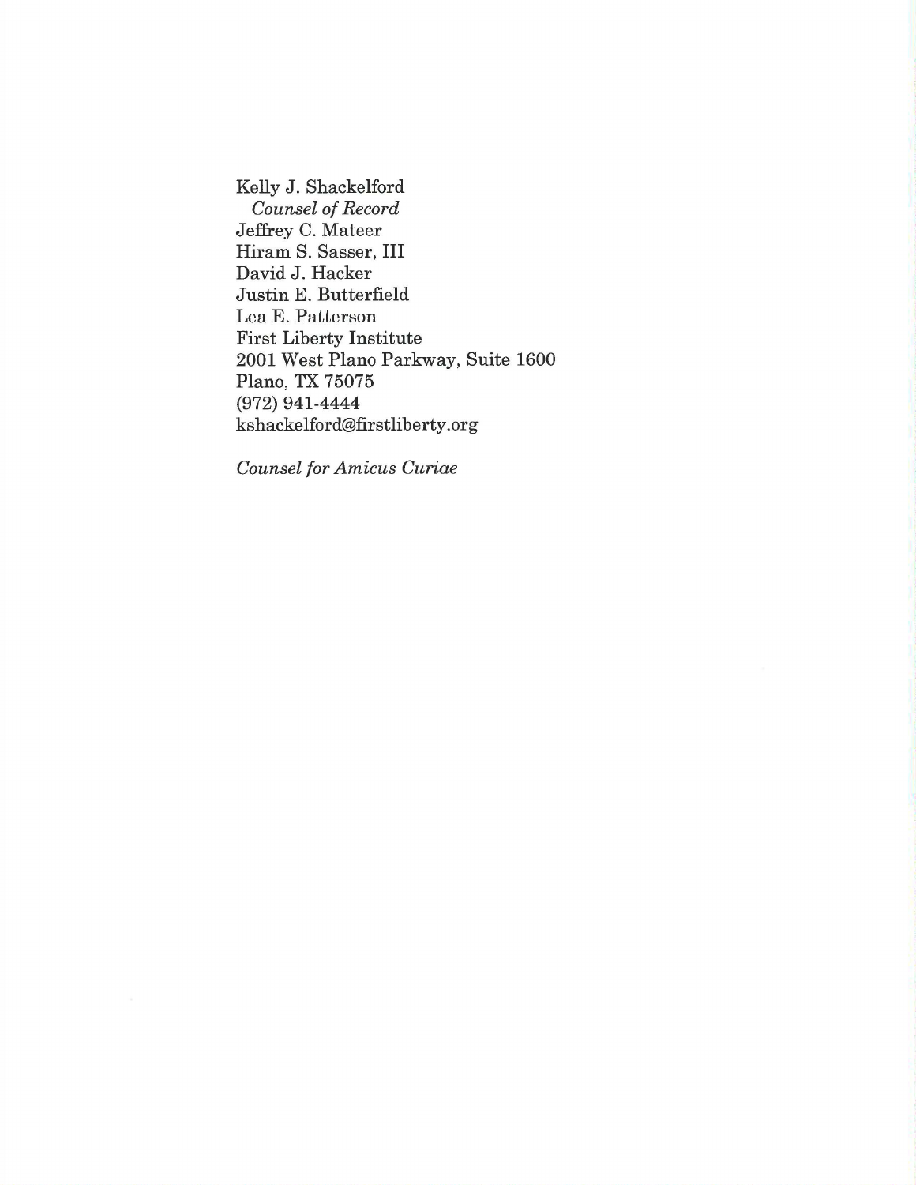Kelly J. Shackelford
*Counsel of Record*
Jeffrey C. Mateer
Hiram S. Sasser, III
David J. Hacker
Justin E. Butterfield
Lea E. Patterson
First Liberty Institute
2001 West Plano Parkway, Suite 1600
Plano, TX 75075
(972) 941-4444
kshackelford@firstliberty.org

*Counsel for Amicus Curiae*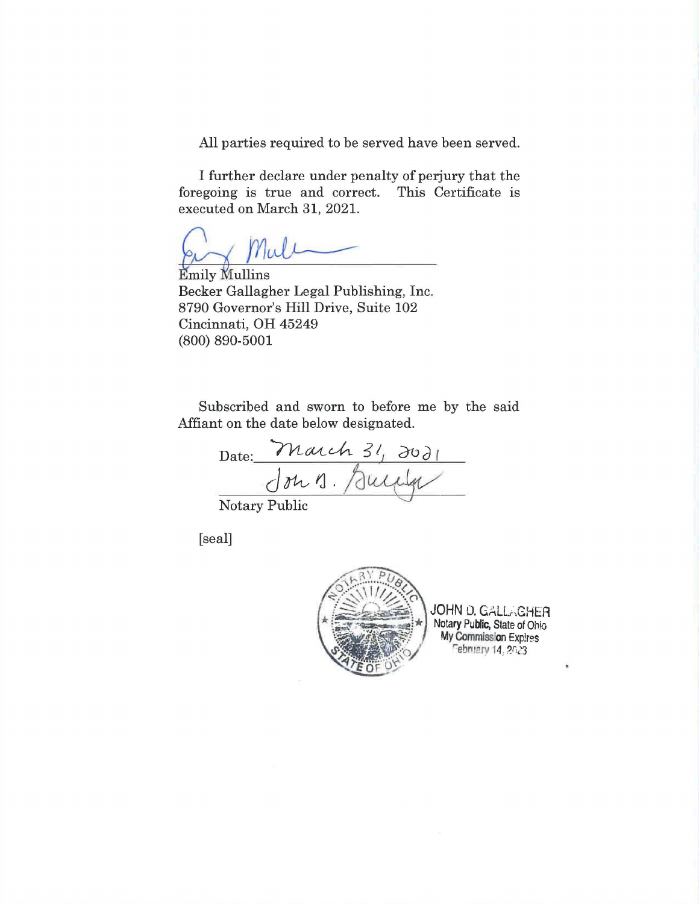All parties required to be served have been served.

I further declare under penalty of perjury that the foregoing is true and correct. This Certificate is executed on March 31, 2021.

Emily Mullins
Becker Gallagher Legal Publishing, Inc.
8790 Governor's Hill Drive, Suite 102
Cincinnati, OH 45249
(800) 890-5001

Subscribed and sworn to before me by the said Affiant on the date below designated.

Date: March 31, 2021

Notary Public

[seal]

JOHN D. GALLAGHER
Notary Public, State of Ohio
My Commission Expires
February 14, 2023